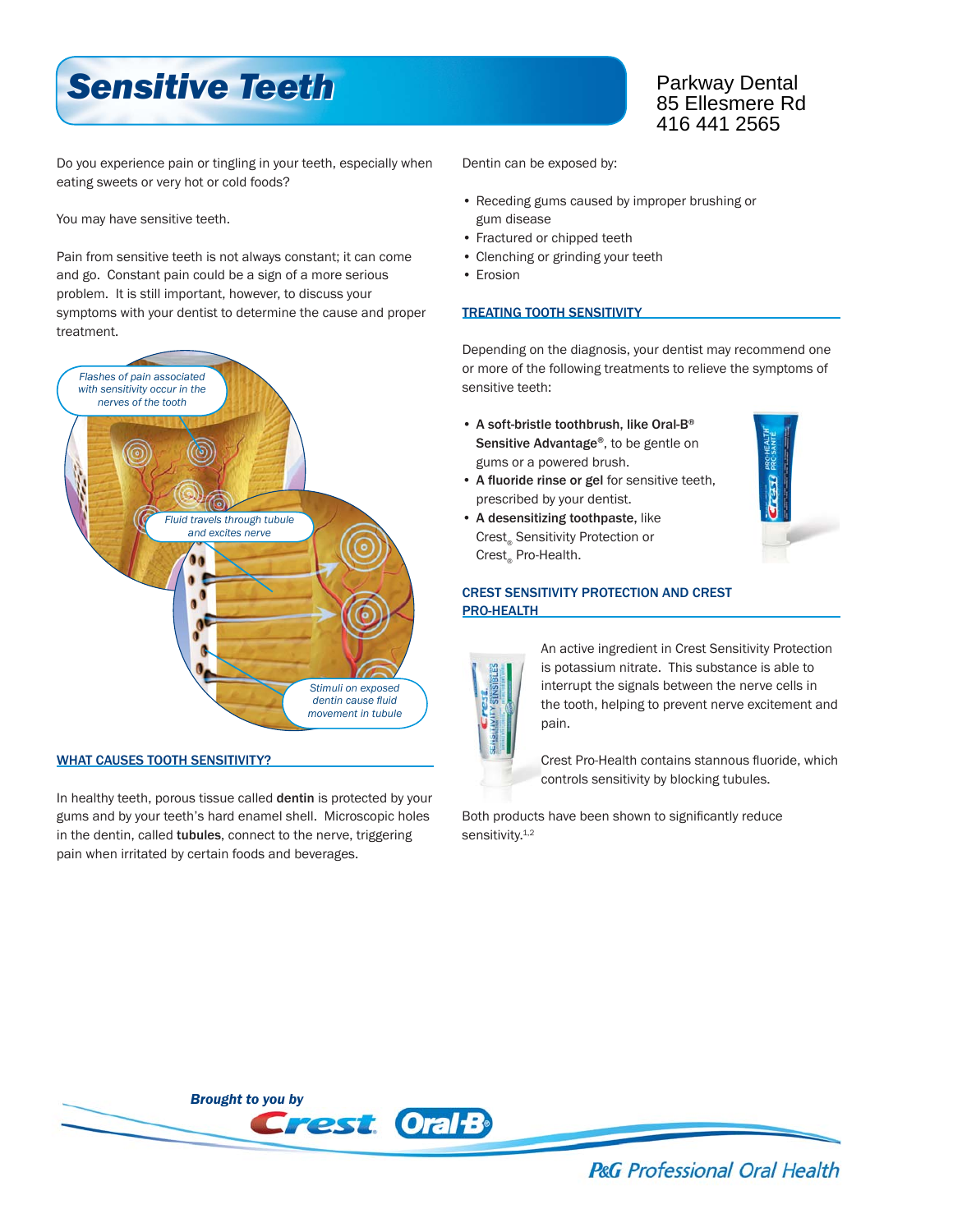# Sensitive Teeth

Parkway Dental
85 Ellesmere Rd
416 441 2565

Do you experience pain or tingling in your teeth, especially when eating sweets or very hot or cold foods?

You may have sensitive teeth.

Pain from sensitive teeth is not always constant; it can come and go. Constant pain could be a sign of a more serious problem. It is still important, however, to discuss your symptoms with your dentist to determine the cause and proper treatment.

*Flashes of pain associated with sensitivity occur in the nerves of the tooth*

*Fluid travels through tubule and excites nerve*

*Stimuli on exposed dentin cause fluid movement in tubule*

## WHAT CAUSES TOOTH SENSITIVITY?

In healthy teeth, porous tissue called **dentin** is protected by your gums and by your teeth's hard enamel shell. Microscopic holes in the dentin, called **tubules**, connect to the nerve, triggering pain when irritated by certain foods and beverages.

Dentin can be exposed by:

- Receding gums caused by improper brushing or gum disease
- Fractured or chipped teeth
- Clenching or grinding your teeth
- Erosion

## TREATING TOOTH SENSITIVITY

Depending on the diagnosis, your dentist may recommend one or more of the following treatments to relieve the symptoms of sensitive teeth:

- **A soft-bristle toothbrush, like Oral-B® Sensitive Advantage®**, to be gentle on gums or a powered brush.
- **A fluoride rinse or gel** for sensitive teeth, prescribed by your dentist.
- **A desensitizing toothpaste,** like Crest® Sensitivity Protection or Crest® Pro-Health.

## CREST SENSITIVITY PROTECTION AND CREST PRO-HEALTH

An active ingredient in Crest Sensitivity Protection is potassium nitrate. This substance is able to interrupt the signals between the nerve cells in the tooth, helping to prevent nerve excitement and pain.

Crest Pro-Health contains stannous fluoride, which controls sensitivity by blocking tubules.

Both products have been shown to significantly reduce sensitivity.[1,2]

*Brought to you by* Crest Oral-B

P&G Professional Oral Health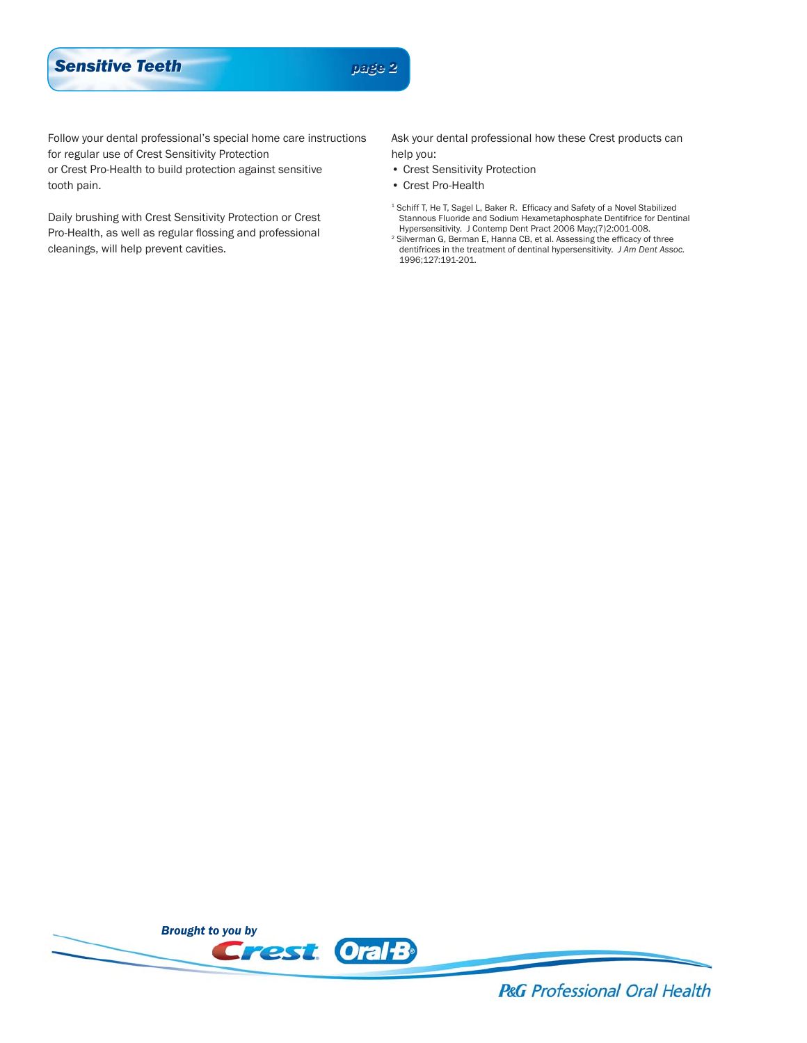Follow your dental professional's special home care instructions for regular use of Crest Sensitivity Protection or Crest Pro-Health to build protection against sensitive tooth pain.

Daily brushing with Crest Sensitivity Protection or Crest Pro-Health, as well as regular flossing and professional cleanings, will help prevent cavities.

Ask your dental professional how these Crest products can help you:

- Crest Sensitivity Protection
- Crest Pro-Health

[1] Schiff T, He T, Sagel L, Baker R. Efficacy and Safety of a Novel Stabilized Stannous Fluoride and Sodium Hexametaphosphate Dentifrice for Dentinal Hypersensitivity. J Contemp Dent Pract 2006 May;(7)2:001-008.

[2] Silverman G, Berman E, Hanna CB, et al. Assessing the efficacy of three dentifrices in the treatment of dentinal hypersensitivity. *J Am Dent Assoc.* 1996;127:191-201.

*Brought to you by* Crest Oral-B

P&G Professional Oral Health